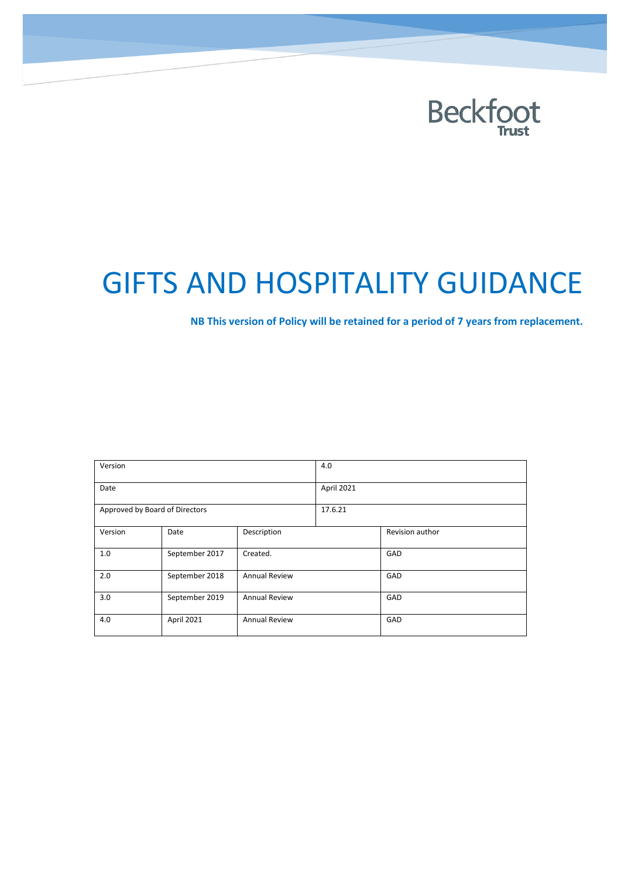Beckfoot Trust

# GIFTS AND HOSPITALITY GUIDANCE

**NB This version of Policy will be retained for a period of 7 years from replacement.**

| Version | | | 4.0 | |
|---|---|---|---|---|
| Date | | | April 2021 | |
| Approved by Board of Directors | | | 17.6.21 | |
| Version | Date | Description | | Revision author |
| 1.0 | September 2017 | Created. | | GAD |
| 2.0 | September 2018 | Annual Review | | GAD |
| 3.0 | September 2019 | Annual Review | | GAD |
| 4.0 | April 2021 | Annual Review | | GAD |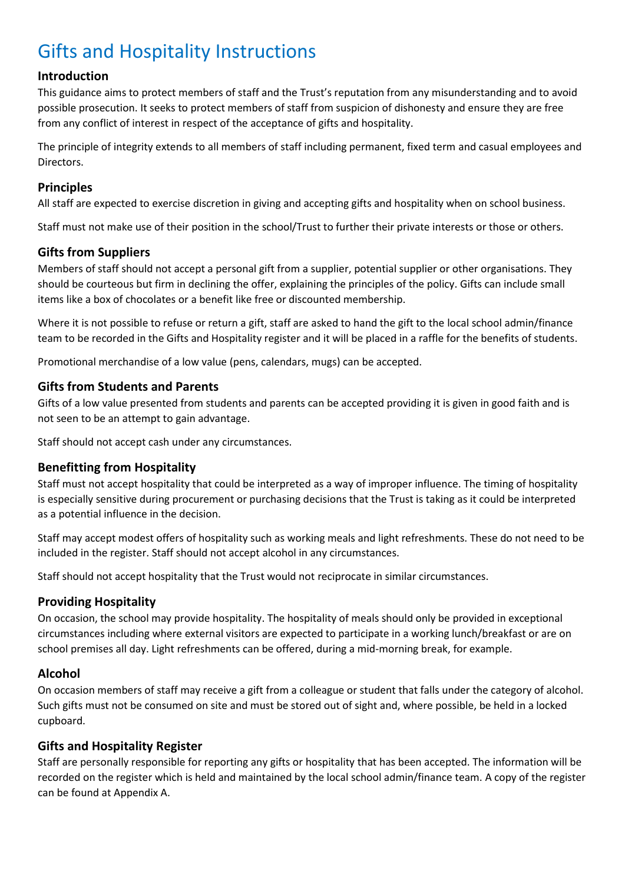# Gifts and Hospitality Instructions

## Introduction

This guidance aims to protect members of staff and the Trust's reputation from any misunderstanding and to avoid possible prosecution. It seeks to protect members of staff from suspicion of dishonesty and ensure they are free from any conflict of interest in respect of the acceptance of gifts and hospitality.

The principle of integrity extends to all members of staff including permanent, fixed term and casual employees and Directors.

## Principles

All staff are expected to exercise discretion in giving and accepting gifts and hospitality when on school business.

Staff must not make use of their position in the school/Trust to further their private interests or those or others.

## Gifts from Suppliers

Members of staff should not accept a personal gift from a supplier, potential supplier or other organisations. They should be courteous but firm in declining the offer, explaining the principles of the policy. Gifts can include small items like a box of chocolates or a benefit like free or discounted membership.

Where it is not possible to refuse or return a gift, staff are asked to hand the gift to the local school admin/finance team to be recorded in the Gifts and Hospitality register and it will be placed in a raffle for the benefits of students.

Promotional merchandise of a low value (pens, calendars, mugs) can be accepted.

## Gifts from Students and Parents

Gifts of a low value presented from students and parents can be accepted providing it is given in good faith and is not seen to be an attempt to gain advantage.

Staff should not accept cash under any circumstances.

## Benefitting from Hospitality

Staff must not accept hospitality that could be interpreted as a way of improper influence. The timing of hospitality is especially sensitive during procurement or purchasing decisions that the Trust is taking as it could be interpreted as a potential influence in the decision.

Staff may accept modest offers of hospitality such as working meals and light refreshments. These do not need to be included in the register. Staff should not accept alcohol in any circumstances.

Staff should not accept hospitality that the Trust would not reciprocate in similar circumstances.

## Providing Hospitality

On occasion, the school may provide hospitality. The hospitality of meals should only be provided in exceptional circumstances including where external visitors are expected to participate in a working lunch/breakfast or are on school premises all day. Light refreshments can be offered, during a mid-morning break, for example.

## Alcohol

On occasion members of staff may receive a gift from a colleague or student that falls under the category of alcohol. Such gifts must not be consumed on site and must be stored out of sight and, where possible, be held in a locked cupboard.

## Gifts and Hospitality Register

Staff are personally responsible for reporting any gifts or hospitality that has been accepted. The information will be recorded on the register which is held and maintained by the local school admin/finance team. A copy of the register can be found at Appendix A.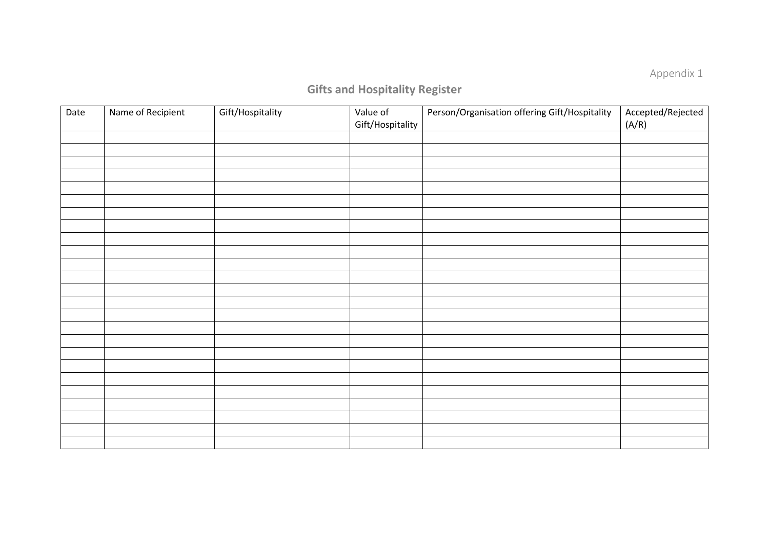Appendix 1

## Gifts and Hospitality Register

| Date | Name of Recipient | Gift/Hospitality | Value of Gift/Hospitality | Person/Organisation offering Gift/Hospitality | Accepted/Rejected (A/R) |
|---|---|---|---|---|---|
| | | | | | |
| | | | | | |
| | | | | | |
| | | | | | |
| | | | | | |
| | | | | | |
| | | | | | |
| | | | | | |
| | | | | | |
| | | | | | |
| | | | | | |
| | | | | | |
| | | | | | |
| | | | | | |
| | | | | | |
| | | | | | |
| | | | | | |
| | | | | | |
| | | | | | |
| | | | | | |
| | | | | | |
| | | | | | |
| | | | | | |
| | | | | | |
| | | | | | |